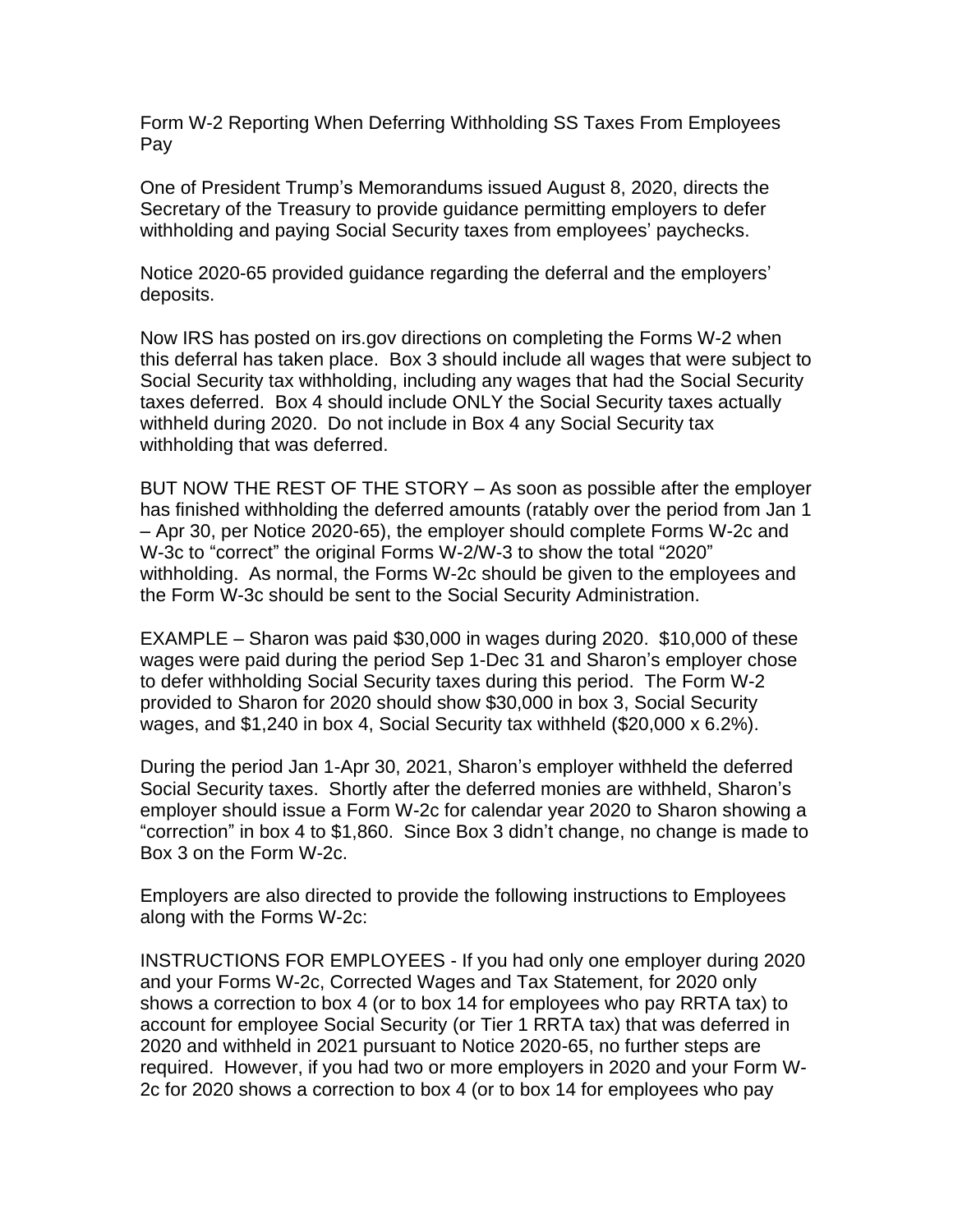# Form W-2 Reporting When Deferring Withholding SS Taxes From Employees Pay

One of President Trump's Memorandums issued August 8, 2020, directs the Secretary of the Treasury to provide guidance permitting employers to defer withholding and paying Social Security taxes from employees' paychecks.

Notice 2020-65 provided guidance regarding the deferral and the employers' deposits.

Now IRS has posted on irs.gov directions on completing the Forms W-2 when this deferral has taken place. Box 3 should include all wages that were subject to Social Security tax withholding, including any wages that had the Social Security taxes deferred. Box 4 should include ONLY the Social Security taxes actually withheld during 2020. Do not include in Box 4 any Social Security tax withholding that was deferred.

BUT NOW THE REST OF THE STORY – As soon as possible after the employer has finished withholding the deferred amounts (ratably over the period from Jan 1 – Apr 30, per Notice 2020-65), the employer should complete Forms W-2c and W-3c to "correct" the original Forms W-2/W-3 to show the total "2020" withholding. As normal, the Forms W-2c should be given to the employees and the Form W-3c should be sent to the Social Security Administration.

EXAMPLE – Sharon was paid $30,000 in wages during 2020. $10,000 of these wages were paid during the period Sep 1-Dec 31 and Sharon's employer chose to defer withholding Social Security taxes during this period. The Form W-2 provided to Sharon for 2020 should show $30,000 in box 3, Social Security wages, and $1,240 in box 4, Social Security tax withheld ($20,000 x 6.2%).

During the period Jan 1-Apr 30, 2021, Sharon's employer withheld the deferred Social Security taxes. Shortly after the deferred monies are withheld, Sharon's employer should issue a Form W-2c for calendar year 2020 to Sharon showing a "correction" in box 4 to $1,860. Since Box 3 didn't change, no change is made to Box 3 on the Form W-2c.

Employers are also directed to provide the following instructions to Employees along with the Forms W-2c:

INSTRUCTIONS FOR EMPLOYEES - If you had only one employer during 2020 and your Forms W-2c, Corrected Wages and Tax Statement, for 2020 only shows a correction to box 4 (or to box 14 for employees who pay RRTA tax) to account for employee Social Security (or Tier 1 RRTA tax) that was deferred in 2020 and withheld in 2021 pursuant to Notice 2020-65, no further steps are required. However, if you had two or more employers in 2020 and your Form W-2c for 2020 shows a correction to box 4 (or to box 14 for employees who pay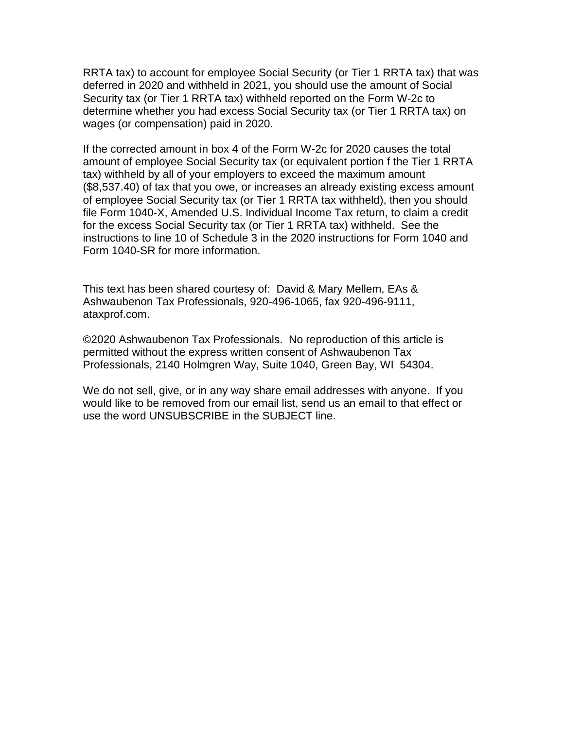RRTA tax) to account for employee Social Security (or Tier 1 RRTA tax) that was deferred in 2020 and withheld in 2021, you should use the amount of Social Security tax (or Tier 1 RRTA tax) withheld reported on the Form W-2c to determine whether you had excess Social Security tax (or Tier 1 RRTA tax) on wages (or compensation) paid in 2020.

If the corrected amount in box 4 of the Form W-2c for 2020 causes the total amount of employee Social Security tax (or equivalent portion f the Tier 1 RRTA tax) withheld by all of your employers to exceed the maximum amount ($8,537.40) of tax that you owe, or increases an already existing excess amount of employee Social Security tax (or Tier 1 RRTA tax withheld), then you should file Form 1040-X, Amended U.S. Individual Income Tax return, to claim a credit for the excess Social Security tax (or Tier 1 RRTA tax) withheld. See the instructions to line 10 of Schedule 3 in the 2020 instructions for Form 1040 and Form 1040-SR for more information.

This text has been shared courtesy of: David & Mary Mellem, EAs & Ashwaubenon Tax Professionals, 920-496-1065, fax 920-496-9111, ataxprof.com.

©2020 Ashwaubenon Tax Professionals. No reproduction of this article is permitted without the express written consent of Ashwaubenon Tax Professionals, 2140 Holmgren Way, Suite 1040, Green Bay, WI 54304.

We do not sell, give, or in any way share email addresses with anyone. If you would like to be removed from our email list, send us an email to that effect or use the word UNSUBSCRIBE in the SUBJECT line.